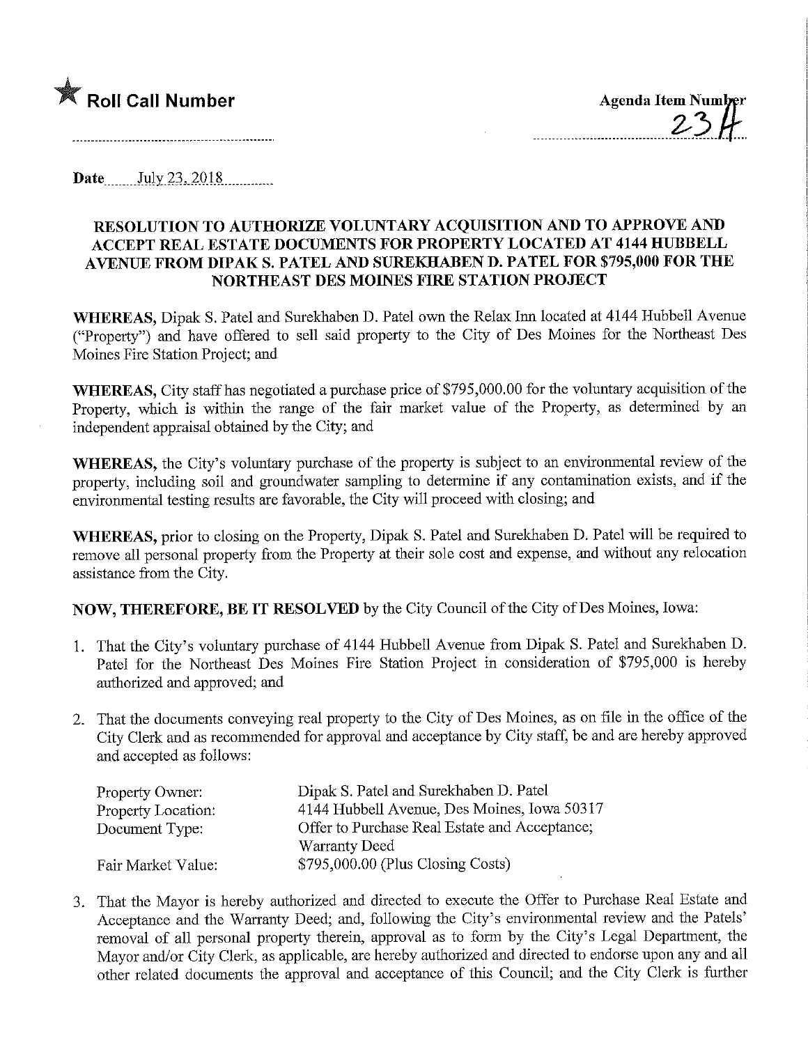★ **Roll Call Number**

**Agenda Item Number** 23H

**Date** July 23, 2018

## RESOLUTION TO AUTHORIZE VOLUNTARY ACQUISITION AND TO APPROVE AND ACCEPT REAL ESTATE DOCUMENTS FOR PROPERTY LOCATED AT 4144 HUBBELL AVENUE FROM DIPAK S. PATEL AND SUREKHABEN D. PATEL FOR $795,000 FOR THE NORTHEAST DES MOINES FIRE STATION PROJECT

**WHEREAS,** Dipak S. Patel and Surekhaben D. Patel own the Relax Inn located at 4144 Hubbell Avenue ("Property") and have offered to sell said property to the City of Des Moines for the Northeast Des Moines Fire Station Project; and

**WHEREAS,** City staff has negotiated a purchase price of $795,000.00 for the voluntary acquisition of the Property, which is within the range of the fair market value of the Property, as determined by an independent appraisal obtained by the City; and

**WHEREAS,** the City's voluntary purchase of the property is subject to an environmental review of the property, including soil and groundwater sampling to determine if any contamination exists, and if the environmental testing results are favorable, the City will proceed with closing; and

**WHEREAS,** prior to closing on the Property, Dipak S. Patel and Surekhaben D. Patel will be required to remove all personal property from the Property at their sole cost and expense, and without any relocation assistance from the City.

**NOW, THEREFORE, BE IT RESOLVED** by the City Council of the City of Des Moines, Iowa:

1. That the City's voluntary purchase of 4144 Hubbell Avenue from Dipak S. Patel and Surekhaben D. Patel for the Northeast Des Moines Fire Station Project in consideration of $795,000 is hereby authorized and approved; and

2. That the documents conveying real property to the City of Des Moines, as on file in the office of the City Clerk and as recommended for approval and acceptance by City staff, be and are hereby approved and accepted as follows:

| | |
|---|---|
| Property Owner: | Dipak S. Patel and Surekhaben D. Patel |
| Property Location: | 4144 Hubbell Avenue, Des Moines, Iowa 50317 |
| Document Type: | Offer to Purchase Real Estate and Acceptance; Warranty Deed |
| Fair Market Value: | $795,000.00 (Plus Closing Costs) |

3. That the Mayor is hereby authorized and directed to execute the Offer to Purchase Real Estate and Acceptance and the Warranty Deed; and, following the City's environmental review and the Patels' removal of all personal property therein, approval as to form by the City's Legal Department, the Mayor and/or City Clerk, as applicable, are hereby authorized and directed to endorse upon any and all other related documents the approval and acceptance of this Council; and the City Clerk is further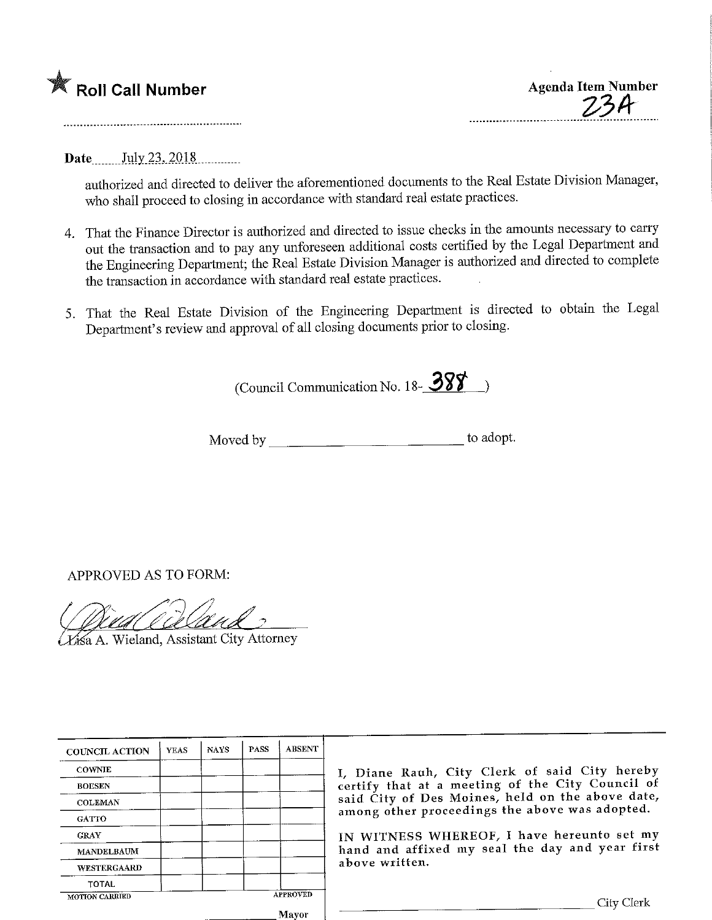★ **Roll Call Number**

**Agenda Item Number**
23A

**Date** July 23, 2018

authorized and directed to deliver the aforementioned documents to the Real Estate Division Manager, who shall proceed to closing in accordance with standard real estate practices.

4. That the Finance Director is authorized and directed to issue checks in the amounts necessary to carry out the transaction and to pay any unforeseen additional costs certified by the Legal Department and the Engineering Department; the Real Estate Division Manager is authorized and directed to complete the transaction in accordance with standard real estate practices.

5. That the Real Estate Division of the Engineering Department is directed to obtain the Legal Department's review and approval of all closing documents prior to closing.

(Council Communication No. 18-388)

Moved by ___________________________ to adopt.

APPROVED AS TO FORM:

Lisa A. Wieland, Assistant City Attorney

| COUNCIL ACTION | YEAS | NAYS | PASS | ABSENT |
|---|---|---|---|---|
| COWNIE | | | | |
| BOESEN | | | | |
| COLEMAN | | | | |
| GATTO | | | | |
| GRAY | | | | |
| MANDELBAUM | | | | |
| WESTERGAARD | | | | |
| TOTAL | | | | |

MOTION CARRIED APPROVED

_____________ Mayor

I, Diane Rauh, City Clerk of said City hereby certify that at a meeting of the City Council of said City of Des Moines, held on the above date, among other proceedings the above was adopted.

IN WITNESS WHEREOF, I have hereunto set my hand and affixed my seal the day and year first above written.

_____________________________ City Clerk